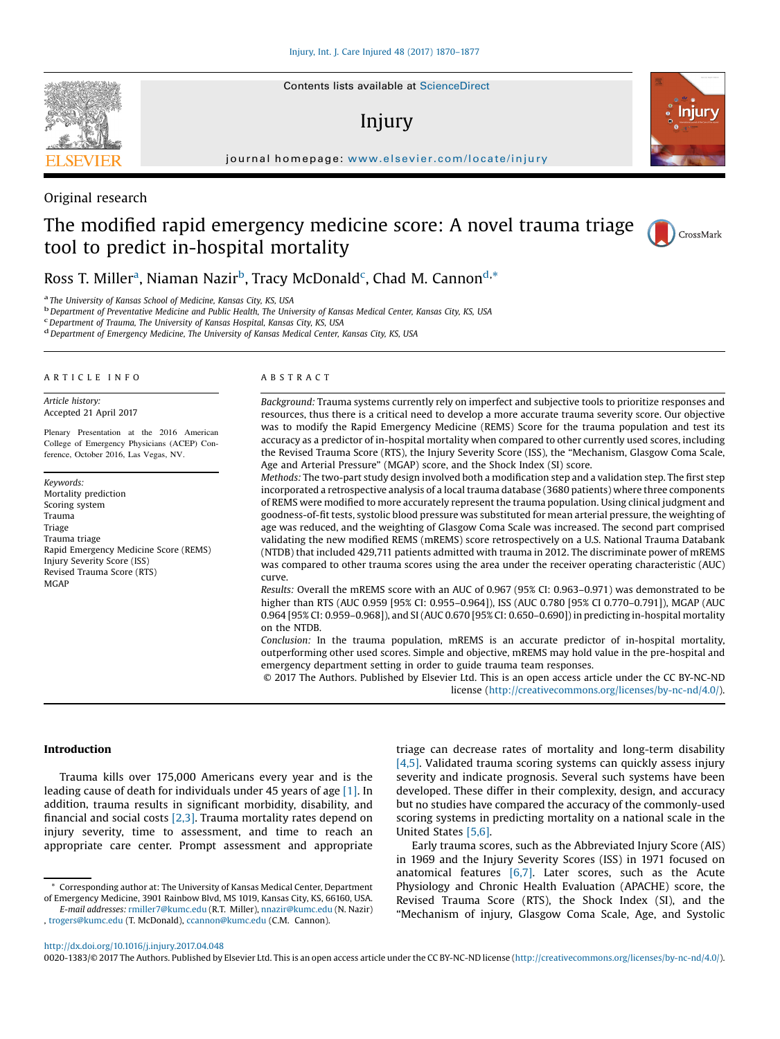Contents lists available at ScienceDirect

# Injury

journal homepage: www.elsevier.com/locate/injury

Original research

# The modified rapid emergency medicine score: A novel trauma triage tool to predict in-hospital mortality

Ross T. Miller[a], Niaman Nazir[b], Tracy McDonald[c], Chad M. Cannon[d,*]

[a] The University of Kansas School of Medicine, Kansas City, KS, USA
[b] Department of Preventative Medicine and Public Health, The University of Kansas Medical Center, Kansas City, KS, USA
[c] Department of Trauma, The University of Kansas Hospital, Kansas City, KS, USA
[d] Department of Emergency Medicine, The University of Kansas Medical Center, Kansas City, KS, USA

## ARTICLE INFO

*Article history:*
Accepted 21 April 2017

Plenary Presentation at the 2016 American College of Emergency Physicians (ACEP) Conference, October 2016, Las Vegas, NV.

*Keywords:*
Mortality prediction
Scoring system
Trauma
Triage
Trauma triage
Rapid Emergency Medicine Score (REMS)
Injury Severity Score (ISS)
Revised Trauma Score (RTS)
MGAP

## ABSTRACT

*Background:* Trauma systems currently rely on imperfect and subjective tools to prioritize responses and resources, thus there is a critical need to develop a more accurate trauma severity score. Our objective was to modify the Rapid Emergency Medicine (REMS) Score for the trauma population and test its accuracy as a predictor of in-hospital mortality when compared to other currently used scores, including the Revised Trauma Score (RTS), the Injury Severity Score (ISS), the "Mechanism, Glasgow Coma Scale, Age and Arterial Pressure" (MGAP) score, and the Shock Index (SI) score.

*Methods:* The two-part study design involved both a modification step and a validation step. The first step incorporated a retrospective analysis of a local trauma database (3680 patients) where three components of REMS were modified to more accurately represent the trauma population. Using clinical judgment and goodness-of-fit tests, systolic blood pressure was substituted for mean arterial pressure, the weighting of age was reduced, and the weighting of Glasgow Coma Scale was increased. The second part comprised validating the new modified REMS (mREMS) score retrospectively on a U.S. National Trauma Databank (NTDB) that included 429,711 patients admitted with trauma in 2012. The discriminate power of mREMS was compared to other trauma scores using the area under the receiver operating characteristic (AUC) curve.

*Results:* Overall the mREMS score with an AUC of 0.967 (95% CI: 0.963–0.971) was demonstrated to be higher than RTS (AUC 0.959 [95% CI: 0.955–0.964]), ISS (AUC 0.780 [95% CI 0.770–0.791]), MGAP (AUC 0.964 [95% CI: 0.959–0.968]), and SI (AUC 0.670 [95% CI: 0.650–0.690]) in predicting in-hospital mortality on the NTDB.

*Conclusion:* In the trauma population, mREMS is an accurate predictor of in-hospital mortality, outperforming other used scores. Simple and objective, mREMS may hold value in the pre-hospital and emergency department setting in order to guide trauma team responses.

© 2017 The Authors. Published by Elsevier Ltd. This is an open access article under the CC BY-NC-ND license (http://creativecommons.org/licenses/by-nc-nd/4.0/).

## Introduction

Trauma kills over 175,000 Americans every year and is the leading cause of death for individuals under 45 years of age [1]. In addition, trauma results in significant morbidity, disability, and financial and social costs [2,3]. Trauma mortality rates depend on injury severity, time to assessment, and time to reach an appropriate care center. Prompt assessment and appropriate triage can decrease rates of mortality and long-term disability [4,5]. Validated trauma scoring systems can quickly assess injury severity and indicate prognosis. Several such systems have been developed. These differ in their complexity, design, and accuracy but no studies have compared the accuracy of the commonly-used scoring systems in predicting mortality on a national scale in the United States [5,6].

Early trauma scores, such as the Abbreviated Injury Score (AIS) in 1969 and the Injury Severity Scores (ISS) in 1971 focused on anatomical features [6,7]. Later scores, such as the Acute Physiology and Chronic Health Evaluation (APACHE) score, the Revised Trauma Score (RTS), the Shock Index (SI), and the "Mechanism of injury, Glasgow Coma Scale, Age, and Systolic

* Corresponding author at: The University of Kansas Medical Center, Department of Emergency Medicine, 3901 Rainbow Blvd, MS 1019, Kansas City, KS, 66160, USA.
*E-mail addresses:* rmiller7@kumc.edu (R.T. Miller), nnazir@kumc.edu (N. Nazir), trogers@kumc.edu (T. McDonald), ccannon@kumc.edu (C.M. Cannon).

http://dx.doi.org/10.1016/j.injury.2017.04.048
0020-1383/© 2017 The Authors. Published by Elsevier Ltd. This is an open access article under the CC BY-NC-ND license (http://creativecommons.org/licenses/by-nc-nd/4.0/).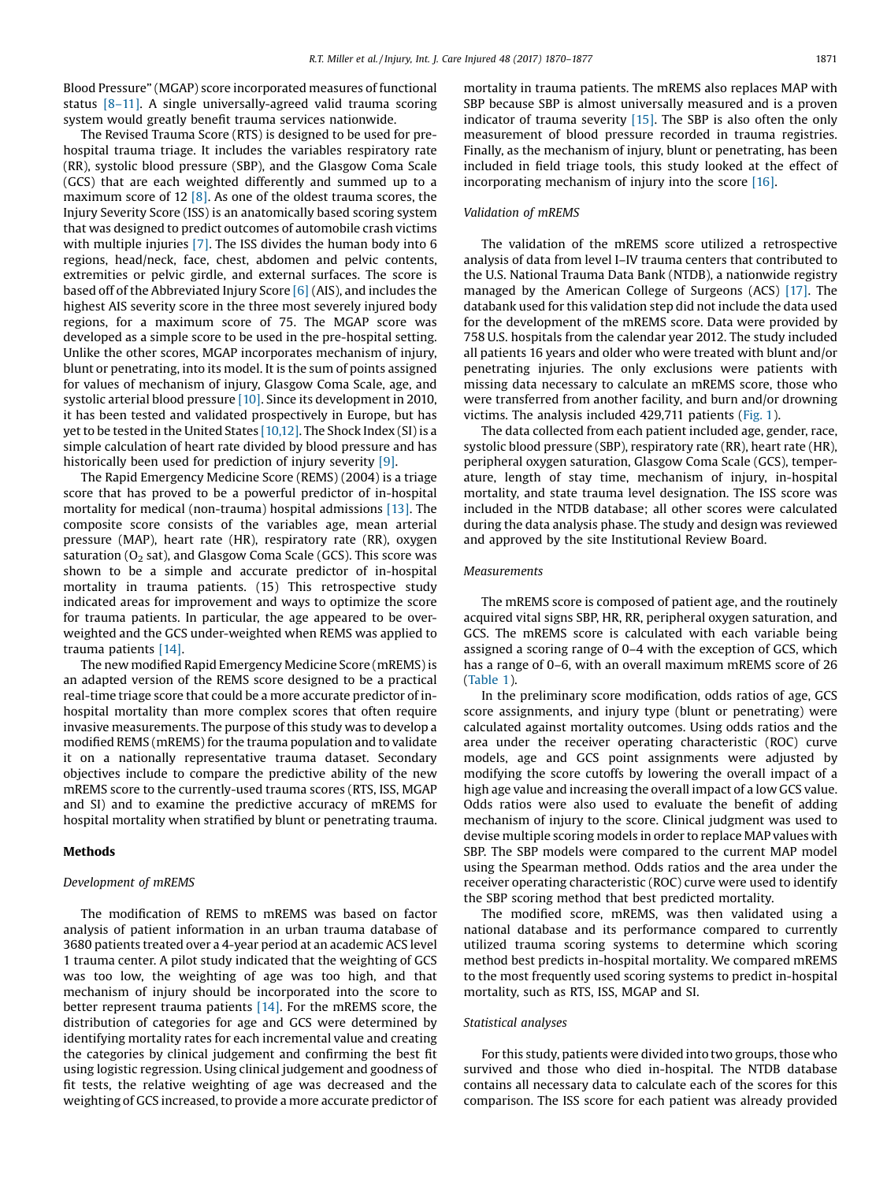Blood Pressure" (MGAP) score incorporated measures of functional status [8–11]. A single universally-agreed valid trauma scoring system would greatly benefit trauma services nationwide.

The Revised Trauma Score (RTS) is designed to be used for pre-hospital trauma triage. It includes the variables respiratory rate (RR), systolic blood pressure (SBP), and the Glasgow Coma Scale (GCS) that are each weighted differently and summed up to a maximum score of 12 [8]. As one of the oldest trauma scores, the Injury Severity Score (ISS) is an anatomically based scoring system that was designed to predict outcomes of automobile crash victims with multiple injuries [7]. The ISS divides the human body into 6 regions, head/neck, face, chest, abdomen and pelvic contents, extremities or pelvic girdle, and external surfaces. The score is based off of the Abbreviated Injury Score [6] (AIS), and includes the highest AIS severity score in the three most severely injured body regions, for a maximum score of 75. The MGAP score was developed as a simple score to be used in the pre-hospital setting. Unlike the other scores, MGAP incorporates mechanism of injury, blunt or penetrating, into its model. It is the sum of points assigned for values of mechanism of injury, Glasgow Coma Scale, age, and systolic arterial blood pressure [10]. Since its development in 2010, it has been tested and validated prospectively in Europe, but has yet to be tested in the United States [10,12]. The Shock Index (SI) is a simple calculation of heart rate divided by blood pressure and has historically been used for prediction of injury severity [9].

The Rapid Emergency Medicine Score (REMS) (2004) is a triage score that has proved to be a powerful predictor of in-hospital mortality for medical (non-trauma) hospital admissions [13]. The composite score consists of the variables age, mean arterial pressure (MAP), heart rate (HR), respiratory rate (RR), oxygen saturation ($O_2$ sat), and Glasgow Coma Scale (GCS). This score was shown to be a simple and accurate predictor of in-hospital mortality in trauma patients. (15) This retrospective study indicated areas for improvement and ways to optimize the score for trauma patients. In particular, the age appeared to be over-weighted and the GCS under-weighted when REMS was applied to trauma patients [14].

The new modified Rapid Emergency Medicine Score (mREMS) is an adapted version of the REMS score designed to be a practical real-time triage score that could be a more accurate predictor of in-hospital mortality than more complex scores that often require invasive measurements. The purpose of this study was to develop a modified REMS (mREMS) for the trauma population and to validate it on a nationally representative trauma dataset. Secondary objectives include to compare the predictive ability of the new mREMS score to the currently-used trauma scores (RTS, ISS, MGAP and SI) and to examine the predictive accuracy of mREMS for hospital mortality when stratified by blunt or penetrating trauma.

## Methods

### *Development of mREMS*

The modification of REMS to mREMS was based on factor analysis of patient information in an urban trauma database of 3680 patients treated over a 4-year period at an academic ACS level 1 trauma center. A pilot study indicated that the weighting of GCS was too low, the weighting of age was too high, and that mechanism of injury should be incorporated into the score to better represent trauma patients [14]. For the mREMS score, the distribution of categories for age and GCS were determined by identifying mortality rates for each incremental value and creating the categories by clinical judgement and confirming the best fit using logistic regression. Using clinical judgement and goodness of fit tests, the relative weighting of age was decreased and the weighting of GCS increased, to provide a more accurate predictor of mortality in trauma patients. The mREMS also replaces MAP with SBP because SBP is almost universally measured and is a proven indicator of trauma severity [15]. The SBP is also often the only measurement of blood pressure recorded in trauma registries. Finally, as the mechanism of injury, blunt or penetrating, has been included in field triage tools, this study looked at the effect of incorporating mechanism of injury into the score [16].

### *Validation of mREMS*

The validation of the mREMS score utilized a retrospective analysis of data from level I–IV trauma centers that contributed to the U.S. National Trauma Data Bank (NTDB), a nationwide registry managed by the American College of Surgeons (ACS) [17]. The databank used for this validation step did not include the data used for the development of the mREMS score. Data were provided by 758 U.S. hospitals from the calendar year 2012. The study included all patients 16 years and older who were treated with blunt and/or penetrating injuries. The only exclusions were patients with missing data necessary to calculate an mREMS score, those who were transferred from another facility, and burn and/or drowning victims. The analysis included 429,711 patients (Fig. 1).

The data collected from each patient included age, gender, race, systolic blood pressure (SBP), respiratory rate (RR), heart rate (HR), peripheral oxygen saturation, Glasgow Coma Scale (GCS), temperature, length of stay time, mechanism of injury, in-hospital mortality, and state trauma level designation. The ISS score was included in the NTDB database; all other scores were calculated during the data analysis phase. The study and design was reviewed and approved by the site Institutional Review Board.

### *Measurements*

The mREMS score is composed of patient age, and the routinely acquired vital signs SBP, HR, RR, peripheral oxygen saturation, and GCS. The mREMS score is calculated with each variable being assigned a scoring range of 0–4 with the exception of GCS, which has a range of 0–6, with an overall maximum mREMS score of 26 (Table 1).

In the preliminary score modification, odds ratios of age, GCS score assignments, and injury type (blunt or penetrating) were calculated against mortality outcomes. Using odds ratios and the area under the receiver operating characteristic (ROC) curve models, age and GCS point assignments were adjusted by modifying the score cutoffs by lowering the overall impact of a high age value and increasing the overall impact of a low GCS value. Odds ratios were also used to evaluate the benefit of adding mechanism of injury to the score. Clinical judgment was used to devise multiple scoring models in order to replace MAP values with SBP. The SBP models were compared to the current MAP model using the Spearman method. Odds ratios and the area under the receiver operating characteristic (ROC) curve were used to identify the SBP scoring method that best predicted mortality.

The modified score, mREMS, was then validated using a national database and its performance compared to currently utilized trauma scoring systems to determine which scoring method best predicts in-hospital mortality. We compared mREMS to the most frequently used scoring systems to predict in-hospital mortality, such as RTS, ISS, MGAP and SI.

### *Statistical analyses*

For this study, patients were divided into two groups, those who survived and those who died in-hospital. The NTDB database contains all necessary data to calculate each of the scores for this comparison. The ISS score for each patient was already provided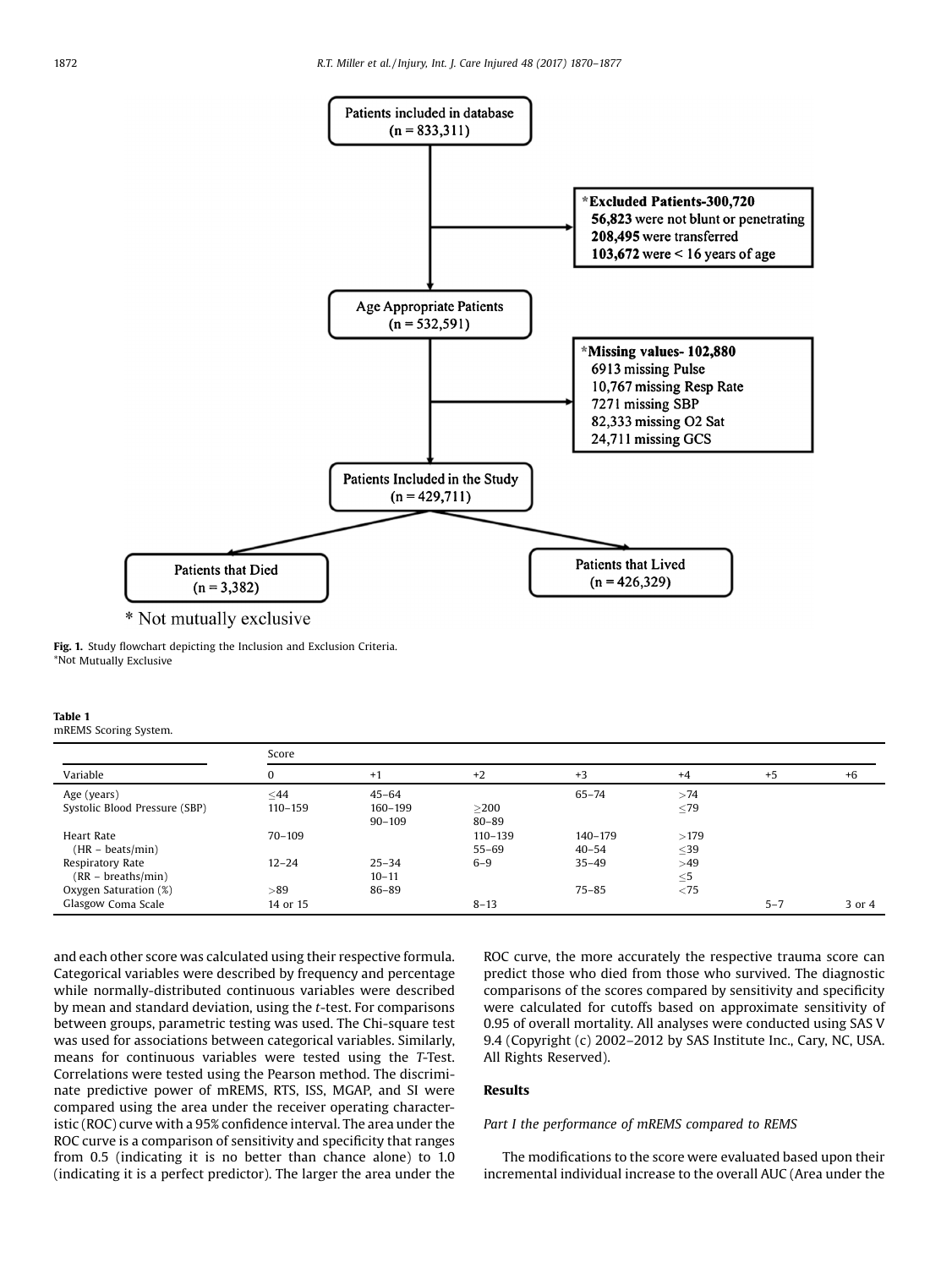Patients included in database (n = 833,311)

*Excluded Patients-300,720
**56,823** were not blunt or penetrating
**208,495** were transferred
**103,672** were < 16 years of age

Age Appropriate Patients (n = 532,591)

*Missing values- 102,880
6913 missing Pulse
10,767 missing Resp Rate
7271 missing SBP
82,333 missing O2 Sat
24,711 missing GCS

Patients Included in the Study (n = 429,711)

Patients that Died (n = 3,382)

Patients that Lived (n = 426,329)

* Not mutually exclusive

**Fig. 1.** Study flowchart depicting the Inclusion and Exclusion Criteria.
*Not Mutually Exclusive

**Table 1**
mREMS Scoring System.

| Variable | Score 0 | +1 | +2 | +3 | +4 | +5 | +6 |
|---|---|---|---|---|---|---|---|
| Age (years) | ≤44 | 45–64 | | 65–74 | >74 | | |
| Systolic Blood Pressure (SBP) | 110–159 | 160–199<br>90–109 | ≥200<br>80–89 | | ≤79 | | |
| Heart Rate (HR – beats/min) | 70–109 | | 110–139<br>55–69 | 140–179<br>40–54 | >179<br>≤39 | | |
| Respiratory Rate (RR – breaths/min) | 12–24 | 25–34<br>10–11 | 6–9 | 35–49 | >49<br>≤5 | | |
| Oxygen Saturation (%) | >89 | 86–89 | | 75–85 | <75 | | |
| Glasgow Coma Scale | 14 or 15 | | 8–13 | | | 5–7 | 3 or 4 |

and each other score was calculated using their respective formula. Categorical variables were described by frequency and percentage while normally-distributed continuous variables were described by mean and standard deviation, using the *t*-test. For comparisons between groups, parametric testing was used. The Chi-square test was used for associations between categorical variables. Similarly, means for continuous variables were tested using the *T*-Test. Correlations were tested using the Pearson method. The discriminate predictive power of mREMS, RTS, ISS, MGAP, and SI were compared using the area under the receiver operating characteristic (ROC) curve with a 95% confidence interval. The area under the ROC curve is a comparison of sensitivity and specificity that ranges from 0.5 (indicating it is no better than chance alone) to 1.0 (indicating it is a perfect predictor). The larger the area under the ROC curve, the more accurately the respective trauma score can predict those who died from those who survived. The diagnostic comparisons of the scores compared by sensitivity and specificity were calculated for cutoffs based on approximate sensitivity of 0.95 of overall mortality. All analyses were conducted using SAS V 9.4 (Copyright (c) 2002–2012 by SAS Institute Inc., Cary, NC, USA. All Rights Reserved).

## Results

### *Part I the performance of mREMS compared to REMS*

The modifications to the score were evaluated based upon their incremental individual increase to the overall AUC (Area under the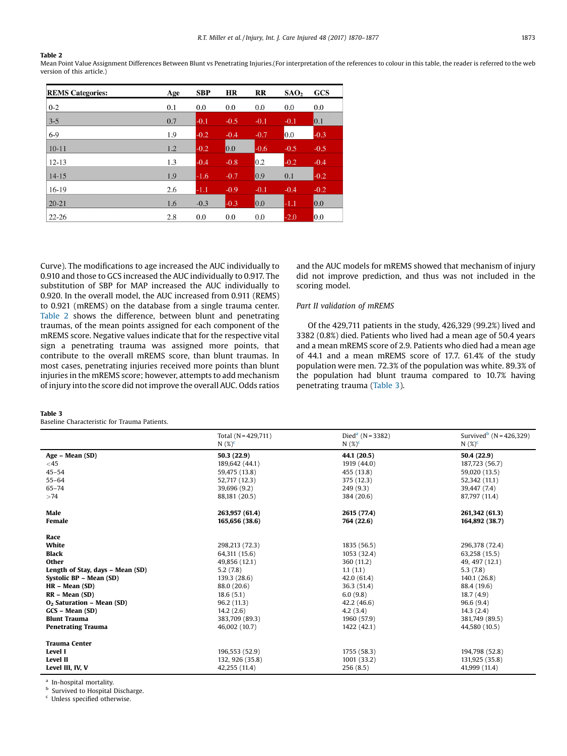**Table 2**
Mean Point Value Assignment Differences Between Blunt vs Penetrating Injuries.(For interpretation of the references to colour in this table, the reader is referred to the web version of this article.)

| REMS Categories: | Age | SBP | HR | RR | $SAO_2$ | GCS |
|---|---|---|---|---|---|---|
| 0-2 | 0.1 | 0.0 | 0.0 | 0.0 | 0.0 | 0.0 |
| 3-5 | 0.7 | -0.1 | -0.5 | -0.1 | -0.1 | 0.1 |
| 6-9 | 1.9 | -0.2 | -0.4 | -0.7 | 0.0 | -0.3 |
| 10-11 | 1.2 | -0.2 | 0.0 | -0.6 | -0.5 | -0.5 |
| 12-13 | 1.3 | -0.4 | -0.8 | 0.2 | -0.2 | -0.4 |
| 14-15 | 1.9 | -1.6 | -0.7 | 0.9 | 0.1 | -0.2 |
| 16-19 | 2.6 | -1.1 | -0.9 | -0.1 | -0.4 | -0.2 |
| 20-21 | 1.6 | -0.3 | -0.3 | 0.0 | -1.1 | 0.0 |
| 22-26 | 2.8 | 0.0 | 0.0 | 0.0 | -2.0 | 0.0 |

Curve). The modifications to age increased the AUC individually to 0.910 and those to GCS increased the AUC individually to 0.917. The substitution of SBP for MAP increased the AUC individually to 0.920. In the overall model, the AUC increased from 0.911 (REMS) to 0.921 (mREMS) on the database from a single trauma center. Table 2 shows the difference, between blunt and penetrating traumas, of the mean points assigned for each component of the mREMS score. Negative values indicate that for the respective vital sign a penetrating trauma was assigned more points, that contribute to the overall mREMS score, than blunt traumas. In most cases, penetrating injuries received more points than blunt injuries in the mREMS score; however, attempts to add mechanism of injury into the score did not improve the overall AUC. Odds ratios and the AUC models for mREMS showed that mechanism of injury did not improve prediction, and thus was not included in the scoring model.

*Part II validation of mREMS*

Of the 429,711 patients in the study, 426,329 (99.2%) lived and 3382 (0.8%) died. Patients who lived had a mean age of 50.4 years and a mean mREMS score of 2.9. Patients who died had a mean age of 44.1 and a mean mREMS score of 17.7. 61.4% of the study population were men. 72.3% of the population was white. 89.3% of the population had blunt trauma compared to 10.7% having penetrating trauma (Table 3).

**Table 3**
Baseline Characteristic for Trauma Patients.

| | Total (N = 429,711) N (%)[c] | Died[a] (N = 3382) N (%)[c] | Survived[b] (N = 426,329) N (%)[c] |
|---|---|---|---|
| **Age – Mean (SD)** | **50.3 (22.9)** | **44.1 (20.5)** | **50.4 (22.9)** |
| <45 | 189,642 (44.1) | 1919 (44.0) | 187,723 (56.7) |
| 45–54 | 59,475 (13.8) | 455 (13.8) | 59,020 (13.5) |
| 55–64 | 52,717 (12.3) | 375 (12.3) | 52,342 (11.1) |
| 65–74 | 39,696 (9.2) | 249 (9.3) | 39,447 (7.4) |
| >74 | 88,181 (20.5) | 384 (20.6) | 87,797 (11.4) |
| | | | |
| **Male** | **263,957 (61.4)** | **2615 (77.4)** | **261,342 (61.3)** |
| **Female** | **165,656 (38.6)** | **764 (22.6)** | **164,892 (38.7)** |
| | | | |
| **Race** | | | |
| **White** | 298,213 (72.3) | 1835 (56.5) | 296,378 (72.4) |
| **Black** | 64,311 (15.6) | 1053 (32.4) | 63,258 (15.5) |
| **Other** | 49,856 (12.1) | 360 (11.2) | 49, 497 (12.1) |
| **Length of Stay, days – Mean (SD)** | 5.2 (7.8) | 1.1 (1.1) | 5.3 (7.8) |
| **Systolic BP – Mean (SD)** | 139.3 (28.6) | 42.0 (61.4) | 140.1 (26.8) |
| **HR – Mean (SD)** | 88.0 (20.6) | 36.3 (51.4) | 88.4 (19.6) |
| **RR – Mean (SD)** | 18.6 (5.1) | 6.0 (9.8) | 18.7 (4.9) |
| **$O_2$ Saturation – Mean (SD)** | 96.2 (11.3) | 42.2 (46.6) | 96.6 (9.4) |
| **GCS – Mean (SD)** | 14.2 (2.6) | 4.2 (3.4) | 14.3 (2.4) |
| **Blunt Trauma** | 383,709 (89.3) | 1960 (57.9) | 381,749 (89.5) |
| **Penetrating Trauma** | 46,002 (10.7) | 1422 (42.1) | 44,580 (10.5) |
| | | | |
| **Trauma Center** | | | |
| **Level I** | 196,553 (52.9) | 1755 (58.3) | 194,798 (52.8) |
| **Level II** | 132, 926 (35.8) | 1001 (33.2) | 131,925 (35.8) |
| **Level III, IV, V** | 42,255 (11.4) | 256 (8.5) | 41,999 (11.4) |

[a] In-hospital mortality.
[b] Survived to Hospital Discharge.
[c] Unless specified otherwise.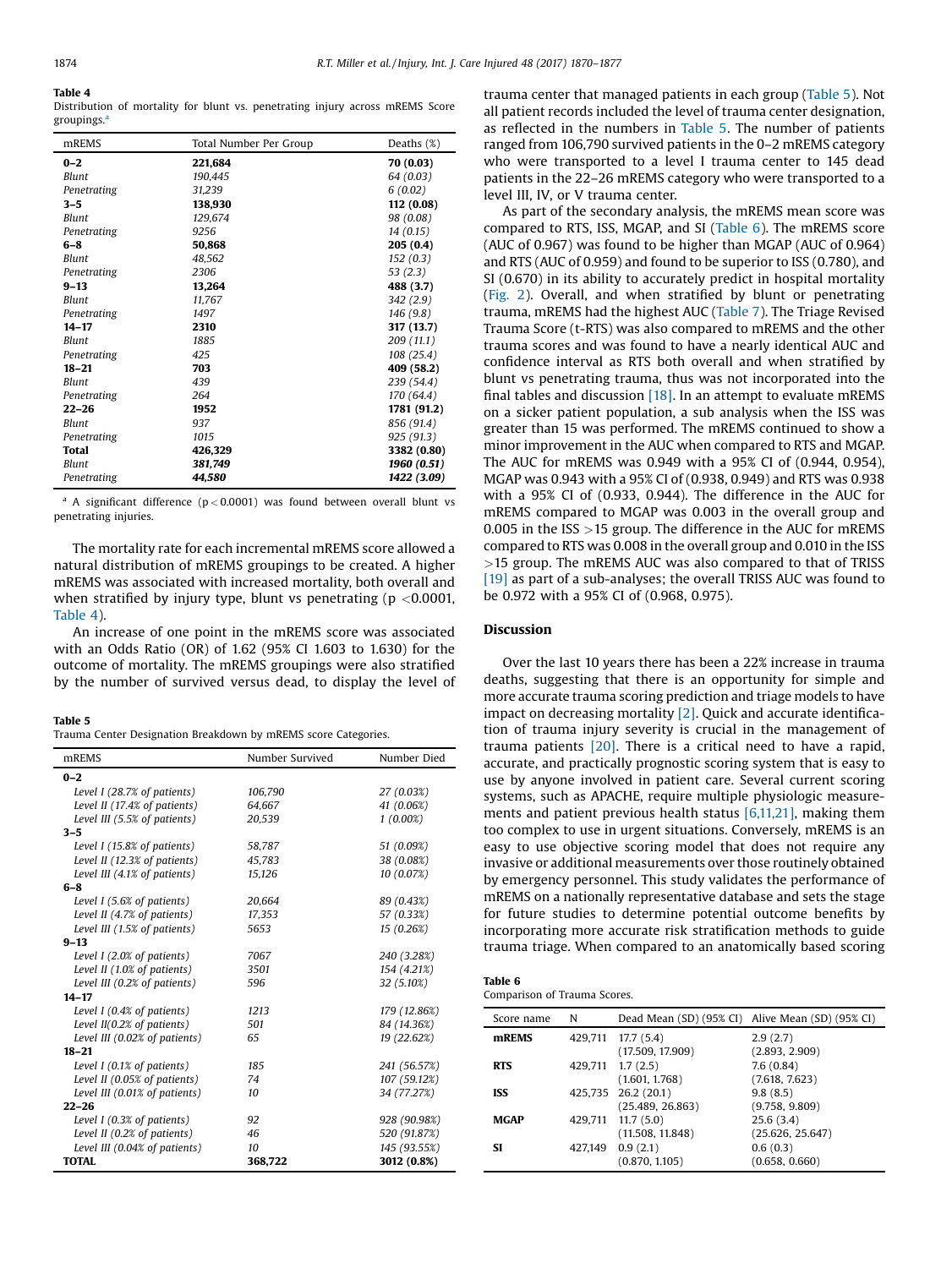**Table 4**
Distribution of mortality for blunt vs. penetrating injury across mREMS Score groupings.[a]

| mREMS | Total Number Per Group | Deaths (%) |
|---|---|---|
| **0–2** | **221,684** | **70 (0.03)** |
| *Blunt* | *190,445* | *64 (0.03)* |
| *Penetrating* | *31,239* | *6 (0.02)* |
| **3–5** | **138,930** | **112 (0.08)** |
| *Blunt* | *129,674* | *98 (0.08)* |
| *Penetrating* | *9256* | *14 (0.15)* |
| **6–8** | **50,868** | **205 (0.4)** |
| *Blunt* | *48,562* | *152 (0.3)* |
| *Penetrating* | *2306* | *53 (2.3)* |
| **9–13** | **13,264** | **488 (3.7)** |
| *Blunt* | *11,767* | *342 (2.9)* |
| *Penetrating* | *1497* | *146 (9.8)* |
| **14–17** | **2310** | **317 (13.7)** |
| *Blunt* | *1885* | *209 (11.1)* |
| *Penetrating* | *425* | *108 (25.4)* |
| **18–21** | **703** | **409 (58.2)** |
| *Blunt* | *439* | *239 (54.4)* |
| *Penetrating* | *264* | *170 (64.4)* |
| **22–26** | **1952** | **1781 (91.2)** |
| *Blunt* | *937* | *856 (91.4)* |
| *Penetrating* | *1015* | *925 (91.3)* |
| **Total** | **426,329** | **3382 (0.80)** |
| *Blunt* | ***381,749*** | ***1960 (0.51)*** |
| *Penetrating* | ***44,580*** | ***1422 (3.09)*** |

[a] A significant difference ($p < 0.0001$) was found between overall blunt vs penetrating injuries.

The mortality rate for each incremental mREMS score allowed a natural distribution of mREMS groupings to be created. A higher mREMS was associated with increased mortality, both overall and when stratified by injury type, blunt vs penetrating ($p < 0.0001$, Table 4).

An increase of one point in the mREMS score was associated with an Odds Ratio (OR) of 1.62 (95% CI 1.603 to 1.630) for the outcome of mortality. The mREMS groupings were also stratified by the number of survived versus dead, to display the level of trauma center that managed patients in each group (Table 5). Not all patient records included the level of trauma center designation, as reflected in the numbers in Table 5. The number of patients ranged from 106,790 survived patients in the 0–2 mREMS category who were transported to a level I trauma center to 145 dead patients in the 22–26 mREMS category who were transported to a level III, IV, or V trauma center.

**Table 5**
Trauma Center Designation Breakdown by mREMS score Categories.

| mREMS | Number Survived | Number Died |
|---|---|---|
| **0–2** | | |
| *Level I (28.7% of patients)* | *106,790* | *27 (0.03%)* |
| *Level II (17.4% of patients)* | *64,667* | *41 (0.06%)* |
| *Level III (5.5% of patients)* | *20,539* | *1 (0.00%)* |
| **3–5** | | |
| *Level I (15.8% of patients)* | *58,787* | *51 (0.09%)* |
| *Level II (12.3% of patients)* | *45,783* | *38 (0.08%)* |
| *Level III (4.1% of patients)* | *15,126* | *10 (0.07%)* |
| **6–8** | | |
| *Level I (5.6% of patients)* | *20,664* | *89 (0.43%)* |
| *Level II (4.7% of patients)* | *17,353* | *57 (0.33%)* |
| *Level III (1.5% of patients)* | *5653* | *15 (0.26%)* |
| **9–13** | | |
| *Level I (2.0% of patients)* | *7067* | *240 (3.28%)* |
| *Level II (1.0% of patients)* | *3501* | *154 (4.21%)* |
| *Level III (0.2% of patients)* | *596* | *32 (5.10%)* |
| **14–17** | | |
| *Level I (0.4% of patients)* | *1213* | *179 (12.86%)* |
| *Level II(0.2% of patients)* | *501* | *84 (14.36%)* |
| *Level III (0.02% of patients)* | *65* | *19 (22.62%)* |
| **18–21** | | |
| *Level I (0.1% of patients)* | *185* | *241 (56.57%)* |
| *Level II (0.05% of patients)* | *74* | *107 (59.12%)* |
| *Level III (0.01% of patients)* | *10* | *34 (77.27%)* |
| **22–26** | | |
| *Level I (0.3% of patients)* | *92* | *928 (90.98%)* |
| *Level II (0.2% of patients)* | *46* | *520 (91.87%)* |
| *Level III (0.04% of patients)* | *10* | *145 (93.55%)* |
| **TOTAL** | **368,722** | **3012 (0.8%)** |

As part of the secondary analysis, the mREMS mean score was compared to RTS, ISS, MGAP, and SI (Table 6). The mREMS score (AUC of 0.967) was found to be higher than MGAP (AUC of 0.964) and RTS (AUC of 0.959) and found to be superior to ISS (0.780), and SI (0.670) in its ability to accurately predict in hospital mortality (Fig. 2). Overall, and when stratified by blunt or penetrating trauma, mREMS had the highest AUC (Table 7). The Triage Revised Trauma Score (t-RTS) was also compared to mREMS and the other trauma scores and was found to have a nearly identical AUC and confidence interval as RTS both overall and when stratified by blunt vs penetrating trauma, thus was not incorporated into the final tables and discussion [18]. In an attempt to evaluate mREMS on a sicker patient population, a sub analysis when the ISS was greater than 15 was performed. The mREMS continued to show a minor improvement in the AUC when compared to RTS and MGAP. The AUC for mREMS was 0.949 with a 95% CI of (0.944, 0.954), MGAP was 0.943 with a 95% CI of (0.938, 0.949) and RTS was 0.938 with a 95% CI of (0.933, 0.944). The difference in the AUC for mREMS compared to MGAP was 0.003 in the overall group and 0.005 in the ISS >15 group. The difference in the AUC for mREMS compared to RTS was 0.008 in the overall group and 0.010 in the ISS >15 group. The mREMS AUC was also compared to that of TRISS [19] as part of a sub-analyses; the overall TRISS AUC was found to be 0.972 with a 95% CI of (0.968, 0.975).

## Discussion

Over the last 10 years there has been a 22% increase in trauma deaths, suggesting that there is an opportunity for simple and more accurate trauma scoring prediction and triage models to have impact on decreasing mortality [2]. Quick and accurate identification of trauma injury severity is crucial in the management of trauma patients [20]. There is a critical need to have a rapid, accurate, and practically prognostic scoring system that is easy to use by anyone involved in patient care. Several current scoring systems, such as APACHE, require multiple physiologic measurements and patient previous health status [6,11,21], making them too complex to use in urgent situations. Conversely, mREMS is an easy to use objective scoring model that does not require any invasive or additional measurements over those routinely obtained by emergency personnel. This study validates the performance of mREMS on a nationally representative database and sets the stage for future studies to determine potential outcome benefits by incorporating more accurate risk stratification methods to guide trauma triage. When compared to an anatomically based scoring

**Table 6**
Comparison of Trauma Scores.

| Score name | N | Dead Mean (SD) (95% CI) | Alive Mean (SD) (95% CI) |
|---|---|---|---|
| **mREMS** | 429,711 | 17.7 (5.4) (17.509, 17.909) | 2.9 (2.7) (2.893, 2.909) |
| **RTS** | 429,711 | 1.7 (2.5) (1.601, 1.768) | 7.6 (0.84) (7.618, 7.623) |
| **ISS** | 425,735 | 26.2 (20.1) (25.489, 26.863) | 9.8 (8.5) (9.758, 9.809) |
| **MGAP** | 429,711 | 11.7 (5.0) (11.508, 11.848) | 25.6 (3.4) (25.626, 25.647) |
| **SI** | 427,149 | 0.9 (2.1) (0.870, 1.105) | 0.6 (0.3) (0.658, 0.660) |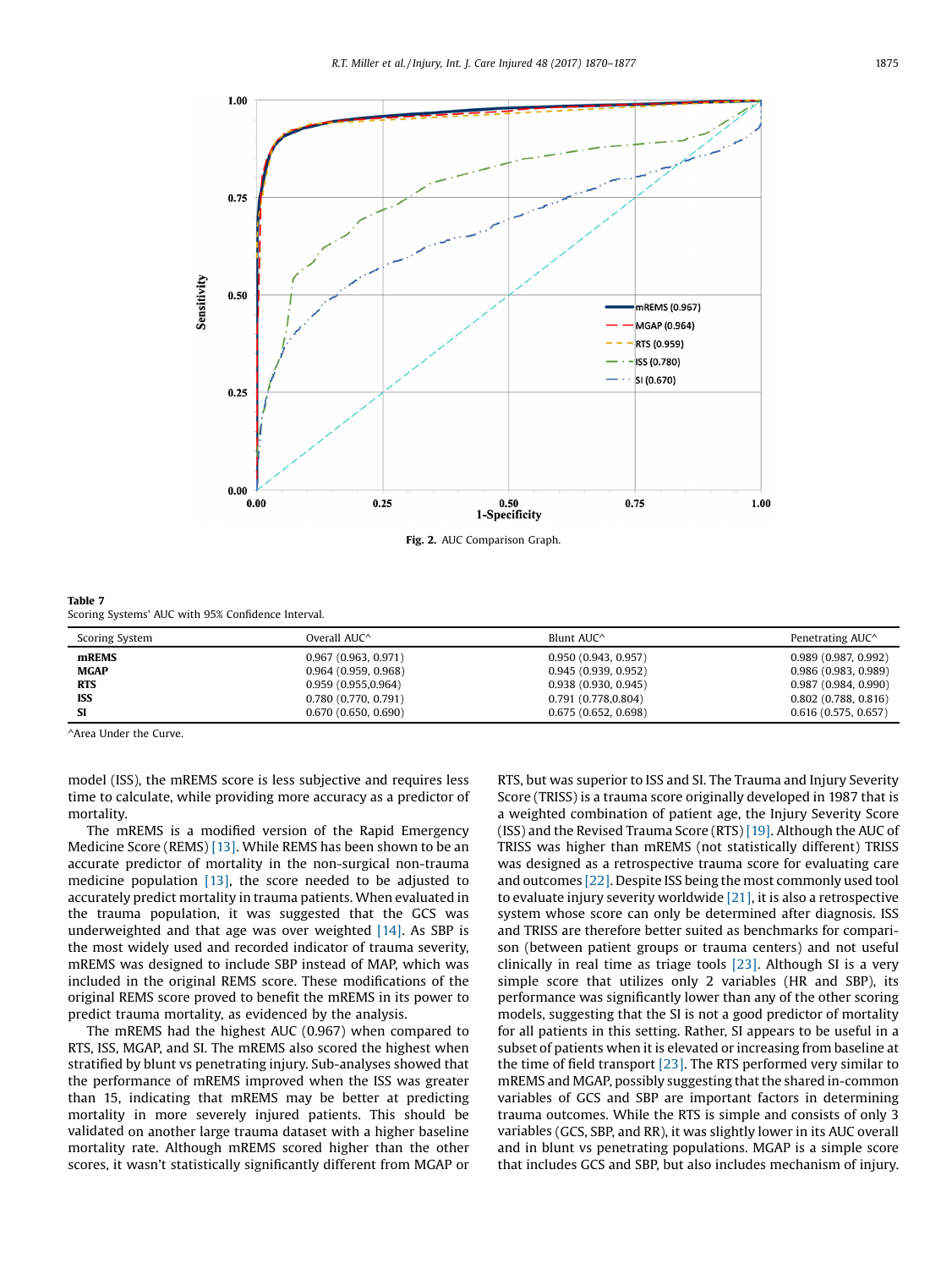Fig. 2. AUC Comparison Graph.

**Table 7**
Scoring Systems' AUC with 95% Confidence Interval.

| Scoring System | Overall AUC^ | Blunt AUC^ | Penetrating AUC^ |
|---|---|---|---|
| **mREMS** | 0.967 (0.963, 0.971) | 0.950 (0.943, 0.957) | 0.989 (0.987, 0.992) |
| **MGAP** | 0.964 (0.959, 0.968) | 0.945 (0.939, 0.952) | 0.986 (0.983, 0.989) |
| **RTS** | 0.959 (0.955,0.964) | 0.938 (0.930, 0.945) | 0.987 (0.984, 0.990) |
| **ISS** | 0.780 (0.770, 0.791) | 0.791 (0.778,0.804) | 0.802 (0.788, 0.816) |
| **SI** | 0.670 (0.650, 0.690) | 0.675 (0.652, 0.698) | 0.616 (0.575, 0.657) |

^Area Under the Curve.

model (ISS), the mREMS score is less subjective and requires less time to calculate, while providing more accuracy as a predictor of mortality.

The mREMS is a modified version of the Rapid Emergency Medicine Score (REMS) [13]. While REMS has been shown to be an accurate predictor of mortality in the non-surgical non-trauma medicine population [13], the score needed to be adjusted to accurately predict mortality in trauma patients. When evaluated in the trauma population, it was suggested that the GCS was underweighted and that age was over weighted [14]. As SBP is the most widely used and recorded indicator of trauma severity, mREMS was designed to include SBP instead of MAP, which was included in the original REMS score. These modifications of the original REMS score proved to benefit the mREMS in its power to predict trauma mortality, as evidenced by the analysis.

The mREMS had the highest AUC (0.967) when compared to RTS, ISS, MGAP, and SI. The mREMS also scored the highest when stratified by blunt vs penetrating injury. Sub-analyses showed that the performance of mREMS improved when the ISS was greater than 15, indicating that mREMS may be better at predicting mortality in more severely injured patients. This should be validated on another large trauma dataset with a higher baseline mortality rate. Although mREMS scored higher than the other scores, it wasn't statistically significantly different from MGAP or RTS, but was superior to ISS and SI. The Trauma and Injury Severity Score (TRISS) is a trauma score originally developed in 1987 that is a weighted combination of patient age, the Injury Severity Score (ISS) and the Revised Trauma Score (RTS) [19]. Although the AUC of TRISS was higher than mREMS (not statistically different) TRISS was designed as a retrospective trauma score for evaluating care and outcomes [22]. Despite ISS being the most commonly used tool to evaluate injury severity worldwide [21], it is also a retrospective system whose score can only be determined after diagnosis. ISS and TRISS are therefore better suited as benchmarks for comparison (between patient groups or trauma centers) and not useful clinically in real time as triage tools [23]. Although SI is a very simple score that utilizes only 2 variables (HR and SBP), its performance was significantly lower than any of the other scoring models, suggesting that the SI is not a good predictor of mortality for all patients in this setting. Rather, SI appears to be useful in a subset of patients when it is elevated or increasing from baseline at the time of field transport [23]. The RTS performed very similar to mREMS and MGAP, possibly suggesting that the shared in-common variables of GCS and SBP are important factors in determining trauma outcomes. While the RTS is simple and consists of only 3 variables (GCS, SBP, and RR), it was slightly lower in its AUC overall and in blunt vs penetrating populations. MGAP is a simple score that includes GCS and SBP, but also includes mechanism of injury.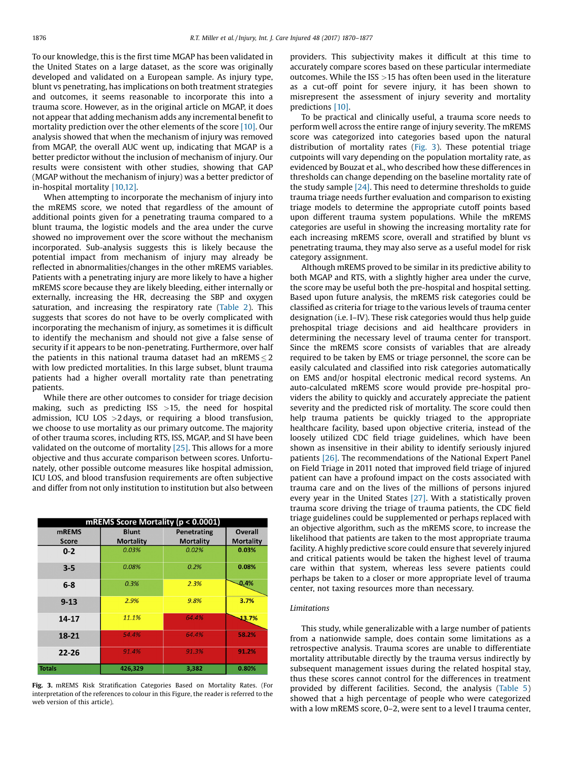To our knowledge, this is the first time MGAP has been validated in the United States on a large dataset, as the score was originally developed and validated on a European sample. As injury type, blunt vs penetrating, has implications on both treatment strategies and outcomes, it seems reasonable to incorporate this into a trauma score. However, as in the original article on MGAP, it does not appear that adding mechanism adds any incremental benefit to mortality prediction over the other elements of the score [10]. Our analysis showed that when the mechanism of injury was removed from MGAP, the overall AUC went up, indicating that MGAP is a better predictor without the inclusion of mechanism of injury. Our results were consistent with other studies, showing that GAP (MGAP without the mechanism of injury) was a better predictor of in-hospital mortality [10,12].

When attempting to incorporate the mechanism of injury into the mREMS score, we noted that regardless of the amount of additional points given for a penetrating trauma compared to a blunt trauma, the logistic models and the area under the curve showed no improvement over the score without the mechanism incorporated. Sub-analysis suggests this is likely because the potential impact from mechanism of injury may already be reflected in abnormalities/changes in the other mREMS variables. Patients with a penetrating injury are more likely to have a higher mREMS score because they are likely bleeding, either internally or externally, increasing the HR, decreasing the SBP and oxygen saturation, and increasing the respiratory rate (Table 2). This suggests that scores do not have to be overly complicated with incorporating the mechanism of injury, as sometimes it is difficult to identify the mechanism and should not give a false sense of security if it appears to be non-penetrating. Furthermore, over half the patients in this national trauma dataset had an mREMS $\leq 2$ with low predicted mortalities. In this large subset, blunt trauma patients had a higher overall mortality rate than penetrating patients.

While there are other outcomes to consider for triage decision making, such as predicting ISS >15, the need for hospital admission, ICU LOS >2 days, or requiring a blood transfusion, we choose to use mortality as our primary outcome. The majority of other trauma scores, including RTS, ISS, MGAP, and SI have been validated on the outcome of mortality [25]. This allows for a more objective and thus accurate comparison between scores. Unfortunately, other possible outcome measures like hospital admission, ICU LOS, and blood transfusion requirements are often subjective and differ from not only institution to institution but also between

| mREMS Score Mortality ($p < 0.0001$) | | | |
|---|---|---|---|
| mREMS Score | Blunt Mortality | Penetrating Mortality | Overall Mortality |
| 0-2 | 0.03% | 0.02% | 0.03% |
| 3-5 | 0.08% | 0.2% | 0.08% |
| 6-8 | 0.3% | 2.3% | 0.4% |
| 9-13 | 2.9% | 9.8% | 3.7% |
| 14-17 | 11.1% | 64.4% | 13.7% |
| 18-21 | 54.4% | 64.4% | 58.2% |
| 22-26 | 91.4% | 91.3% | 91.2% |
| Totals | 426,329 | 3,382 | 0.80% |

**Fig. 3.** mREMS Risk Stratification Categories Based on Mortality Rates. (For interpretation of the references to colour in this Figure, the reader is referred to the web version of this article).

providers. This subjectivity makes it difficult at this time to accurately compare scores based on these particular intermediate outcomes. While the ISS >15 has often been used in the literature as a cut-off point for severe injury, it has been shown to misrepresent the assessment of injury severity and mortality predictions [10].

To be practical and clinically useful, a trauma score needs to perform well across the entire range of injury severity. The mREMS score was categorized into categories based upon the natural distribution of mortality rates (Fig. 3). These potential triage cutpoints will vary depending on the population mortality rate, as evidenced by Bouzat et al., who described how these differences in thresholds can change depending on the baseline mortality rate of the study sample [24]. This need to determine thresholds to guide trauma triage needs further evaluation and comparison to existing triage models to determine the appropriate cutoff points based upon different trauma system populations. While the mREMS categories are useful in showing the increasing mortality rate for each increasing mREMS score, overall and stratified by blunt vs penetrating trauma, they may also serve as a useful model for risk category assignment.

Although mREMS proved to be similar in its predictive ability to both MGAP and RTS, with a slightly higher area under the curve, the score may be useful both the pre-hospital and hospital setting. Based upon future analysis, the mREMS risk categories could be classified as criteria for triage to the various levels of trauma center designation (i.e. I–IV). These risk categories would thus help guide prehospital triage decisions and aid healthcare providers in determining the necessary level of trauma center for transport. Since the mREMS score consists of variables that are already required to be taken by EMS or triage personnel, the score can be easily calculated and classified into risk categories automatically on EMS and/or hospital electronic medical record systems. An auto-calculated mREMS score would provide pre-hospital providers the ability to quickly and accurately appreciate the patient severity and the predicted risk of mortality. The score could then help trauma patients be quickly triaged to the appropriate healthcare facility, based upon objective criteria, instead of the loosely utilized CDC field triage guidelines, which have been shown as insensitive in their ability to identify seriously injured patients [26]. The recommendations of the National Expert Panel on Field Triage in 2011 noted that improved field triage of injured patient can have a profound impact on the costs associated with trauma care and on the lives of the millions of persons injured every year in the United States [27]. With a statistically proven trauma score driving the triage of trauma patients, the CDC field triage guidelines could be supplemented or perhaps replaced with an objective algorithm, such as the mREMS score, to increase the likelihood that patients are taken to the most appropriate trauma facility. A highly predictive score could ensure that severely injured and critical patients would be taken the highest level of trauma care within that system, whereas less severe patients could perhaps be taken to a closer or more appropriate level of trauma center, not taxing resources more than necessary.

### Limitations

This study, while generalizable with a large number of patients from a nationwide sample, does contain some limitations as a retrospective analysis. Trauma scores are unable to differentiate mortality attributable directly by the trauma versus indirectly by subsequent management issues during the related hospital stay, thus these scores cannot control for the differences in treatment provided by different facilities. Second, the analysis (Table 5) showed that a high percentage of people who were categorized with a low mREMS score, 0–2, were sent to a level I trauma center,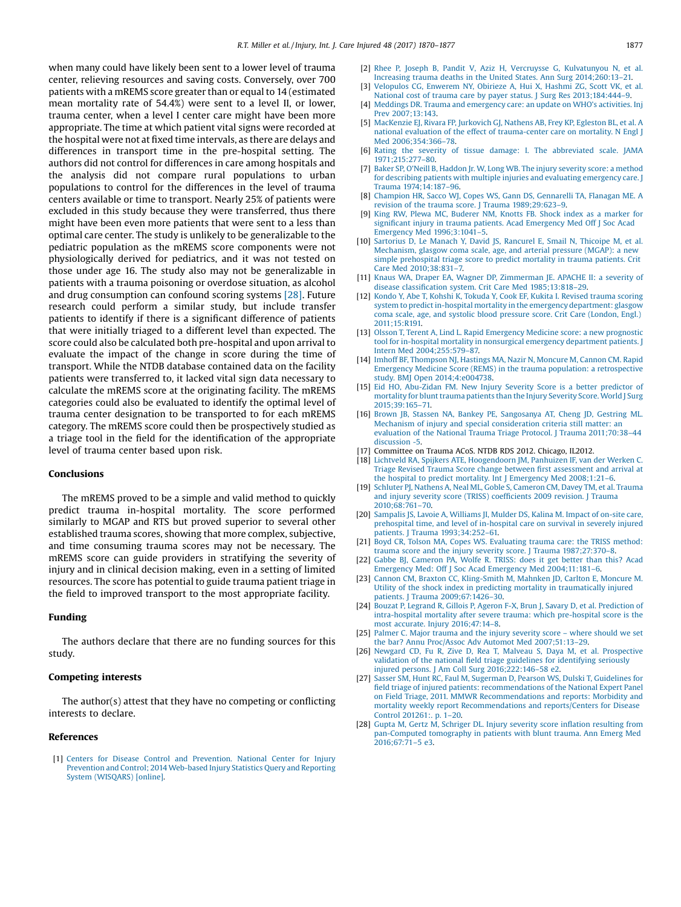when many could have likely been sent to a lower level of trauma center, relieving resources and saving costs. Conversely, over 700 patients with a mREMS score greater than or equal to 14 (estimated mean mortality rate of 54.4%) were sent to a level II, or lower, trauma center, when a level I center care might have been more appropriate. The time at which patient vital signs were recorded at the hospital were not at fixed time intervals, as there are delays and differences in transport time in the pre-hospital setting. The authors did not control for differences in care among hospitals and the analysis did not compare rural populations to urban populations to control for the differences in the level of trauma centers available or time to transport. Nearly 25% of patients were excluded in this study because they were transferred, thus there might have been even more patients that were sent to a less than optimal care center. The study is unlikely to be generalizable to the pediatric population as the mREMS score components were not physiologically derived for pediatrics, and it was not tested on those under age 16. The study also may not be generalizable in patients with a trauma poisoning or overdose situation, as alcohol and drug consumption can confound scoring systems [28]. Future research could perform a similar study, but include transfer patients to identify if there is a significant difference of patients that were initially triaged to a different level than expected. The score could also be calculated both pre-hospital and upon arrival to evaluate the impact of the change in score during the time of transport. While the NTDB database contained data on the facility patients were transferred to, it lacked vital sign data necessary to calculate the mREMS score at the originating facility. The mREMS categories could also be evaluated to identify the optimal level of trauma center designation to be transported to for each mREMS category. The mREMS score could then be prospectively studied as a triage tool in the field for the identification of the appropriate level of trauma center based upon risk.

## Conclusions

The mREMS proved to be a simple and valid method to quickly predict trauma in-hospital mortality. The score performed similarly to MGAP and RTS but proved superior to several other established trauma scores, showing that more complex, subjective, and time consuming trauma scores may not be necessary. The mREMS score can guide providers in stratifying the severity of injury and in clinical decision making, even in a setting of limited resources. The score has potential to guide trauma patient triage in the field to improved transport to the most appropriate facility.

## Funding

The authors declare that there are no funding sources for this study.

## Competing interests

The author(s) attest that they have no competing or conflicting interests to declare.

## References

[1] Centers for Disease Control and Prevention. National Center for Injury Prevention and Control; 2014 Web-based Injury Statistics Query and Reporting System (WISQARS) [online].

[2] Rhee P, Joseph B, Pandit V, Aziz H, Vercruysse G, Kulvatunyou N, et al. Increasing trauma deaths in the United States. Ann Surg 2014;260:13–21.

[3] Velopulos CG, Enwerem NY, Obirieze A, Hui X, Hashmi ZG, Scott VK, et al. National cost of trauma care by payer status. J Surg Res 2013;184:444–9.

[4] Meddings DR. Trauma and emergency care: an update on WHO's activities. Inj Prev 2007;13:143.

[5] MacKenzie EJ, Rivara FP, Jurkovich GJ, Nathens AB, Frey KP, Egleston BL, et al. A national evaluation of the effect of trauma-center care on mortality. N Engl J Med 2006;354:366–78.

[6] Rating the severity of tissue damage: I. The abbreviated scale. JAMA 1971;215:277–80.

[7] Baker SP, O'Neill B, Haddon Jr. W, Long WB. The injury severity score: a method for describing patients with multiple injuries and evaluating emergency care. J Trauma 1974;14:187–96.

[8] Champion HR, Sacco WJ, Copes WS, Gann DS, Gennarelli TA, Flanagan ME. A revision of the trauma score. J Trauma 1989;29:623–9.

[9] King RW, Plewa MC, Buderer NM, Knotts FB. Shock index as a marker for significant injury in trauma patients. Acad Emergency Med Off J Soc Acad Emergency Med 1996;3:1041–5.

[10] Sartorius D, Le Manach Y, David JS, Rancurel E, Smail N, Thicoipe M, et al. Mechanism, glasgow coma scale, age, and arterial pressure (MGAP): a new simple prehospital triage score to predict mortality in trauma patients. Crit Care Med 2010;38:831–7.

[11] Knaus WA, Draper EA, Wagner DP, Zimmerman JE. APACHE II: a severity of disease classification system. Crit Care Med 1985;13:818–29.

[12] Kondo Y, Abe T, Kohshi K, Tokuda Y, Cook EF, Kukita I. Revised trauma scoring system to predict in-hospital mortality in the emergency department: glasgow coma scale, age, and systolic blood pressure score. Crit Care (London, Engl.) 2011;15:R191.

[13] Olsson T, Terent A, Lind L. Rapid Emergency Medicine score: a new prognostic tool for in-hospital mortality in nonsurgical emergency department patients. J Intern Med 2004;255:579–87.

[14] Imhoff BF, Thompson NJ, Hastings MA, Nazir N, Moncure M, Cannon CM. Rapid Emergency Medicine Score (REMS) in the trauma population: a retrospective study. BMJ Open 2014;4:e004738.

[15] Eid HO, Abu-Zidan FM. New Injury Severity Score is a better predictor of mortality for blunt trauma patients than the Injury Severity Score. World J Surg 2015;39:165–71.

[16] Brown JB, Stassen NA, Bankey PE, Sangosanya AT, Cheng JD, Gestring ML. Mechanism of injury and special consideration criteria still matter: an evaluation of the National Trauma Triage Protocol. J Trauma 2011;70:38–44 discussion -5.

[17] Committee on Trauma ACoS. NTDB RDS 2012. Chicago, IL2012.

[18] Lichtveld RA, Spijkers ATE, Hoogendoorn JM, Panhuizen IF, van der Werken C. Triage Revised Trauma Score change between first assessment and arrival at the hospital to predict mortality. Int J Emergency Med 2008;1:21–6.

[19] Schluter PJ, Nathens A, Neal ML, Goble S, Cameron CM, Davey TM, et al. Trauma and injury severity score (TRISS) coefficients 2009 revision. J Trauma 2010;68:761–70.

[20] Sampalis JS, Lavoie A, Williams JI, Mulder DS, Kalina M. Impact of on-site care, prehospital time, and level of in-hospital care on survival in severely injured patients. J Trauma 1993;34:252–61.

[21] Boyd CR, Tolson MA, Copes WS. Evaluating trauma care: the TRISS method: trauma score and the injury severity score. J Trauma 1987;27:370–8.

[22] Gabbe BJ, Cameron PA, Wolfe R. TRISS: does it get better than this? Acad Emergency Med: Off J Soc Acad Emergency Med 2004;11:181–6.

[23] Cannon CM, Braxton CC, Kling-Smith M, Mahnken JD, Carlton E, Moncure M. Utility of the shock index in predicting mortality in traumatically injured patients. J Trauma 2009;67:1426–30.

[24] Bouzat P, Legrand R, Gillois P, Ageron F-X, Brun J, Savary D, et al. Prediction of intra-hospital mortality after severe trauma: which pre-hospital score is the most accurate. Injury 2016;47:14–8.

[25] Palmer C. Major trauma and the injury severity score – where should we set the bar? Annu Proc/Assoc Adv Automot Med 2007;51:13–29.

[26] Newgard CD, Fu R, Zive D, Rea T, Malveau S, Daya M, et al. Prospective validation of the national field triage guidelines for identifying seriously injured persons. J Am Coll Surg 2016;222:146–58 e2.

[27] Sasser SM, Hunt RC, Faul M, Sugerman D, Pearson WS, Dulski T, Guidelines for field triage of injured patients: recommendations of the National Expert Panel on Field Triage, 2011. MMWR Recommendations and reports: Morbidity and mortality weekly report Recommendations and reports/Centers for Disease Control 201261:. p. 1–20.

[28] Gupta M, Gertz M, Schriger DL. Injury severity score inflation resulting from pan-Computed tomography in patients with blunt trauma. Ann Emerg Med 2016;67:71–5 e3.